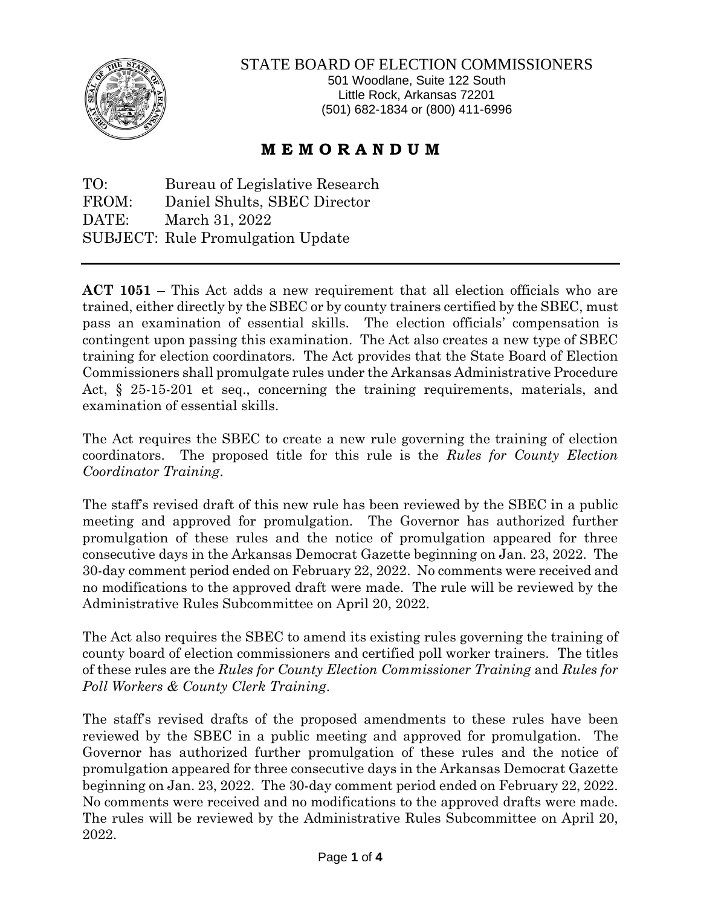STATE BOARD OF ELECTION COMMISSIONERS
501 Woodlane, Suite 122 South
Little Rock, Arkansas 72201
(501) 682-1834 or (800) 411-6996

# **M E M O R A N D U M**

TO: Bureau of Legislative Research
FROM: Daniel Shults, SBEC Director
DATE: March 31, 2022
SUBJECT: Rule Promulgation Update

---

**ACT 1051** – This Act adds a new requirement that all election officials who are trained, either directly by the SBEC or by county trainers certified by the SBEC, must pass an examination of essential skills. The election officials' compensation is contingent upon passing this examination. The Act also creates a new type of SBEC training for election coordinators. The Act provides that the State Board of Election Commissioners shall promulgate rules under the Arkansas Administrative Procedure Act, § 25-15-201 et seq., concerning the training requirements, materials, and examination of essential skills.

The Act requires the SBEC to create a new rule governing the training of election coordinators. The proposed title for this rule is the *Rules for County Election Coordinator Training*.

The staff's revised draft of this new rule has been reviewed by the SBEC in a public meeting and approved for promulgation. The Governor has authorized further promulgation of these rules and the notice of promulgation appeared for three consecutive days in the Arkansas Democrat Gazette beginning on Jan. 23, 2022. The 30-day comment period ended on February 22, 2022. No comments were received and no modifications to the approved draft were made. The rule will be reviewed by the Administrative Rules Subcommittee on April 20, 2022.

The Act also requires the SBEC to amend its existing rules governing the training of county board of election commissioners and certified poll worker trainers. The titles of these rules are the *Rules for County Election Commissioner Training* and *Rules for Poll Workers & County Clerk Training*.

The staff's revised drafts of the proposed amendments to these rules have been reviewed by the SBEC in a public meeting and approved for promulgation. The Governor has authorized further promulgation of these rules and the notice of promulgation appeared for three consecutive days in the Arkansas Democrat Gazette beginning on Jan. 23, 2022. The 30-day comment period ended on February 22, 2022. No comments were received and no modifications to the approved drafts were made. The rules will be reviewed by the Administrative Rules Subcommittee on April 20, 2022.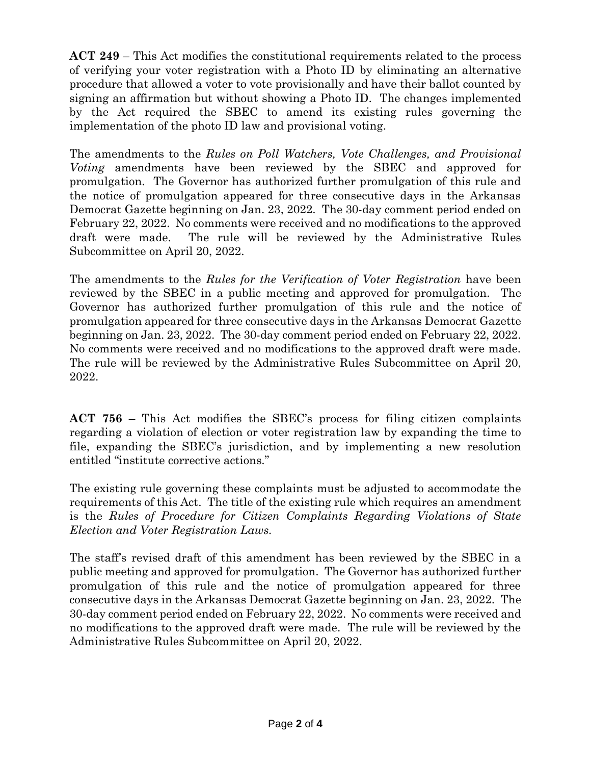**ACT 249** – This Act modifies the constitutional requirements related to the process of verifying your voter registration with a Photo ID by eliminating an alternative procedure that allowed a voter to vote provisionally and have their ballot counted by signing an affirmation but without showing a Photo ID. The changes implemented by the Act required the SBEC to amend its existing rules governing the implementation of the photo ID law and provisional voting.

The amendments to the *Rules on Poll Watchers, Vote Challenges, and Provisional Voting* amendments have been reviewed by the SBEC and approved for promulgation. The Governor has authorized further promulgation of this rule and the notice of promulgation appeared for three consecutive days in the Arkansas Democrat Gazette beginning on Jan. 23, 2022. The 30-day comment period ended on February 22, 2022. No comments were received and no modifications to the approved draft were made. The rule will be reviewed by the Administrative Rules Subcommittee on April 20, 2022.

The amendments to the *Rules for the Verification of Voter Registration* have been reviewed by the SBEC in a public meeting and approved for promulgation. The Governor has authorized further promulgation of this rule and the notice of promulgation appeared for three consecutive days in the Arkansas Democrat Gazette beginning on Jan. 23, 2022. The 30-day comment period ended on February 22, 2022. No comments were received and no modifications to the approved draft were made. The rule will be reviewed by the Administrative Rules Subcommittee on April 20, 2022.

**ACT 756** – This Act modifies the SBEC's process for filing citizen complaints regarding a violation of election or voter registration law by expanding the time to file, expanding the SBEC's jurisdiction, and by implementing a new resolution entitled "institute corrective actions."

The existing rule governing these complaints must be adjusted to accommodate the requirements of this Act. The title of the existing rule which requires an amendment is the *Rules of Procedure for Citizen Complaints Regarding Violations of State Election and Voter Registration Laws.*

The staff's revised draft of this amendment has been reviewed by the SBEC in a public meeting and approved for promulgation. The Governor has authorized further promulgation of this rule and the notice of promulgation appeared for three consecutive days in the Arkansas Democrat Gazette beginning on Jan. 23, 2022. The 30-day comment period ended on February 22, 2022. No comments were received and no modifications to the approved draft were made. The rule will be reviewed by the Administrative Rules Subcommittee on April 20, 2022.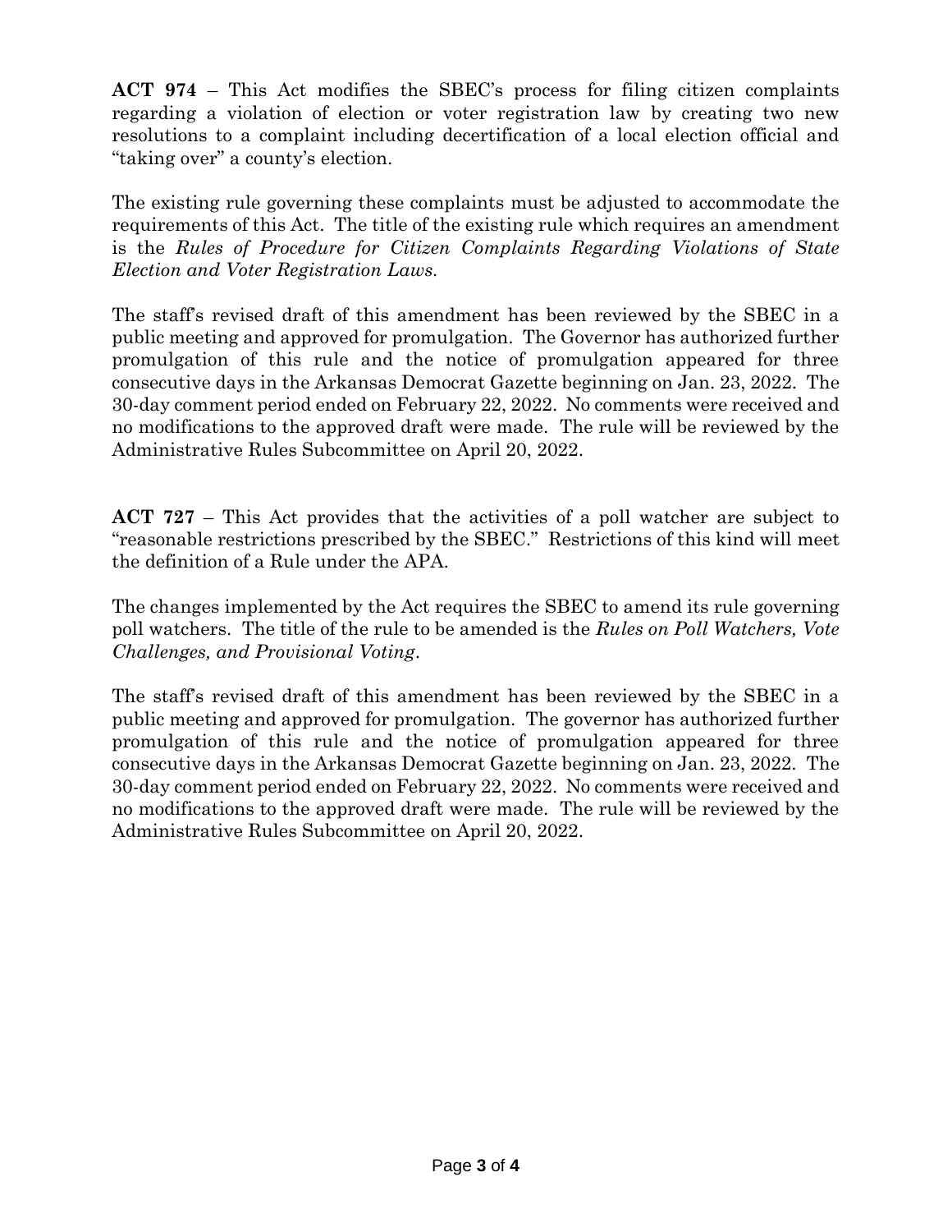**ACT 974** – This Act modifies the SBEC's process for filing citizen complaints regarding a violation of election or voter registration law by creating two new resolutions to a complaint including decertification of a local election official and "taking over" a county's election.

The existing rule governing these complaints must be adjusted to accommodate the requirements of this Act. The title of the existing rule which requires an amendment is the *Rules of Procedure for Citizen Complaints Regarding Violations of State Election and Voter Registration Laws.*

The staff's revised draft of this amendment has been reviewed by the SBEC in a public meeting and approved for promulgation. The Governor has authorized further promulgation of this rule and the notice of promulgation appeared for three consecutive days in the Arkansas Democrat Gazette beginning on Jan. 23, 2022. The 30-day comment period ended on February 22, 2022. No comments were received and no modifications to the approved draft were made. The rule will be reviewed by the Administrative Rules Subcommittee on April 20, 2022.

**ACT 727** – This Act provides that the activities of a poll watcher are subject to "reasonable restrictions prescribed by the SBEC." Restrictions of this kind will meet the definition of a Rule under the APA.

The changes implemented by the Act requires the SBEC to amend its rule governing poll watchers. The title of the rule to be amended is the *Rules on Poll Watchers, Vote Challenges, and Provisional Voting*.

The staff's revised draft of this amendment has been reviewed by the SBEC in a public meeting and approved for promulgation. The governor has authorized further promulgation of this rule and the notice of promulgation appeared for three consecutive days in the Arkansas Democrat Gazette beginning on Jan. 23, 2022. The 30-day comment period ended on February 22, 2022. No comments were received and no modifications to the approved draft were made. The rule will be reviewed by the Administrative Rules Subcommittee on April 20, 2022.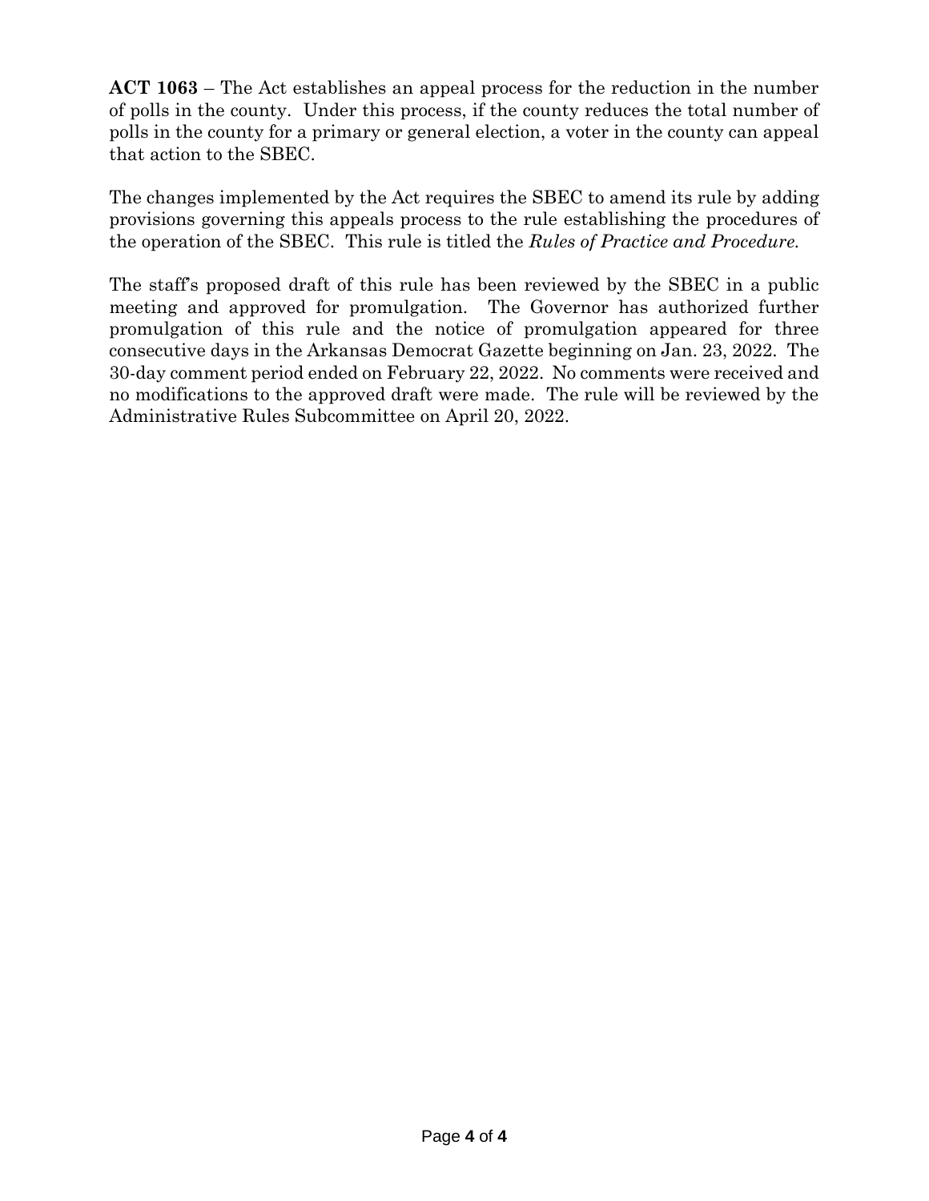**ACT 1063** – The Act establishes an appeal process for the reduction in the number of polls in the county. Under this process, if the county reduces the total number of polls in the county for a primary or general election, a voter in the county can appeal that action to the SBEC.

The changes implemented by the Act requires the SBEC to amend its rule by adding provisions governing this appeals process to the rule establishing the procedures of the operation of the SBEC. This rule is titled the *Rules of Practice and Procedure.*

The staff's proposed draft of this rule has been reviewed by the SBEC in a public meeting and approved for promulgation. The Governor has authorized further promulgation of this rule and the notice of promulgation appeared for three consecutive days in the Arkansas Democrat Gazette beginning on Jan. 23, 2022. The 30-day comment period ended on February 22, 2022. No comments were received and no modifications to the approved draft were made. The rule will be reviewed by the Administrative Rules Subcommittee on April 20, 2022.